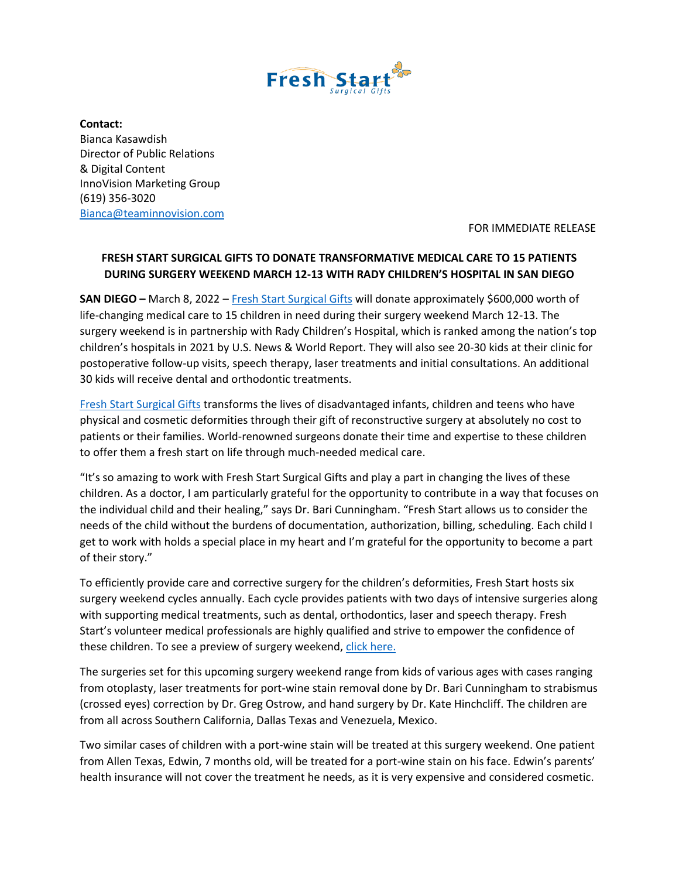Fresh Start Surgical Gifts

**Contact:**
Bianca Kasawdish
Director of Public Relations
& Digital Content
InnoVision Marketing Group
(619) 356-3020
Bianca@teaminnovision.com

FOR IMMEDIATE RELEASE

**FRESH START SURGICAL GIFTS TO DONATE TRANSFORMATIVE MEDICAL CARE TO 15 PATIENTS DURING SURGERY WEEKEND MARCH 12-13 WITH RADY CHILDREN'S HOSPITAL IN SAN DIEGO**

**SAN DIEGO –** March 8, 2022 – Fresh Start Surgical Gifts will donate approximately $600,000 worth of life-changing medical care to 15 children in need during their surgery weekend March 12-13. The surgery weekend is in partnership with Rady Children's Hospital, which is ranked among the nation's top children's hospitals in 2021 by U.S. News & World Report. They will also see 20-30 kids at their clinic for postoperative follow-up visits, speech therapy, laser treatments and initial consultations. An additional 30 kids will receive dental and orthodontic treatments.

Fresh Start Surgical Gifts transforms the lives of disadvantaged infants, children and teens who have physical and cosmetic deformities through their gift of reconstructive surgery at absolutely no cost to patients or their families. World-renowned surgeons donate their time and expertise to these children to offer them a fresh start on life through much-needed medical care.

"It's so amazing to work with Fresh Start Surgical Gifts and play a part in changing the lives of these children. As a doctor, I am particularly grateful for the opportunity to contribute in a way that focuses on the individual child and their healing," says Dr. Bari Cunningham. "Fresh Start allows us to consider the needs of the child without the burdens of documentation, authorization, billing, scheduling. Each child I get to work with holds a special place in my heart and I'm grateful for the opportunity to become a part of their story."

To efficiently provide care and corrective surgery for the children's deformities, Fresh Start hosts six surgery weekend cycles annually. Each cycle provides patients with two days of intensive surgeries along with supporting medical treatments, such as dental, orthodontics, laser and speech therapy. Fresh Start's volunteer medical professionals are highly qualified and strive to empower the confidence of these children. To see a preview of surgery weekend, click here.

The surgeries set for this upcoming surgery weekend range from kids of various ages with cases ranging from otoplasty, laser treatments for port-wine stain removal done by Dr. Bari Cunningham to strabismus (crossed eyes) correction by Dr. Greg Ostrow, and hand surgery by Dr. Kate Hinchcliff. The children are from all across Southern California, Dallas Texas and Venezuela, Mexico.

Two similar cases of children with a port-wine stain will be treated at this surgery weekend. One patient from Allen Texas, Edwin, 7 months old, will be treated for a port-wine stain on his face. Edwin's parents' health insurance will not cover the treatment he needs, as it is very expensive and considered cosmetic.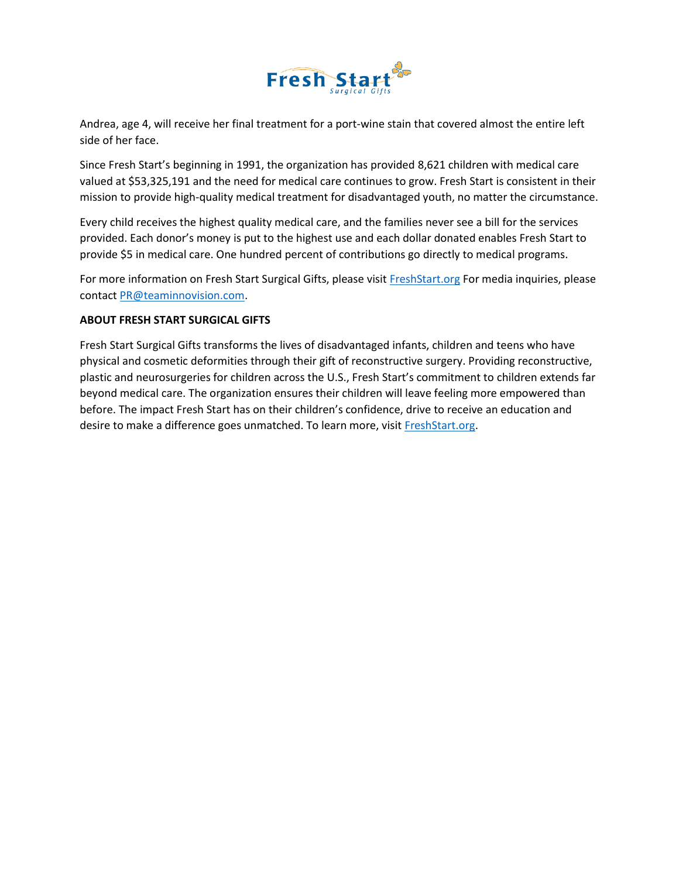Andrea, age 4, will receive her final treatment for a port-wine stain that covered almost the entire left side of her face.

Since Fresh Start's beginning in 1991, the organization has provided 8,621 children with medical care valued at $53,325,191 and the need for medical care continues to grow. Fresh Start is consistent in their mission to provide high-quality medical treatment for disadvantaged youth, no matter the circumstance.

Every child receives the highest quality medical care, and the families never see a bill for the services provided. Each donor's money is put to the highest use and each dollar donated enables Fresh Start to provide $5 in medical care. One hundred percent of contributions go directly to medical programs.

For more information on Fresh Start Surgical Gifts, please visit FreshStart.org For media inquiries, please contact PR@teaminnovision.com.

**ABOUT FRESH START SURGICAL GIFTS**

Fresh Start Surgical Gifts transforms the lives of disadvantaged infants, children and teens who have physical and cosmetic deformities through their gift of reconstructive surgery. Providing reconstructive, plastic and neurosurgeries for children across the U.S., Fresh Start's commitment to children extends far beyond medical care. The organization ensures their children will leave feeling more empowered than before. The impact Fresh Start has on their children's confidence, drive to receive an education and desire to make a difference goes unmatched. To learn more, visit FreshStart.org.